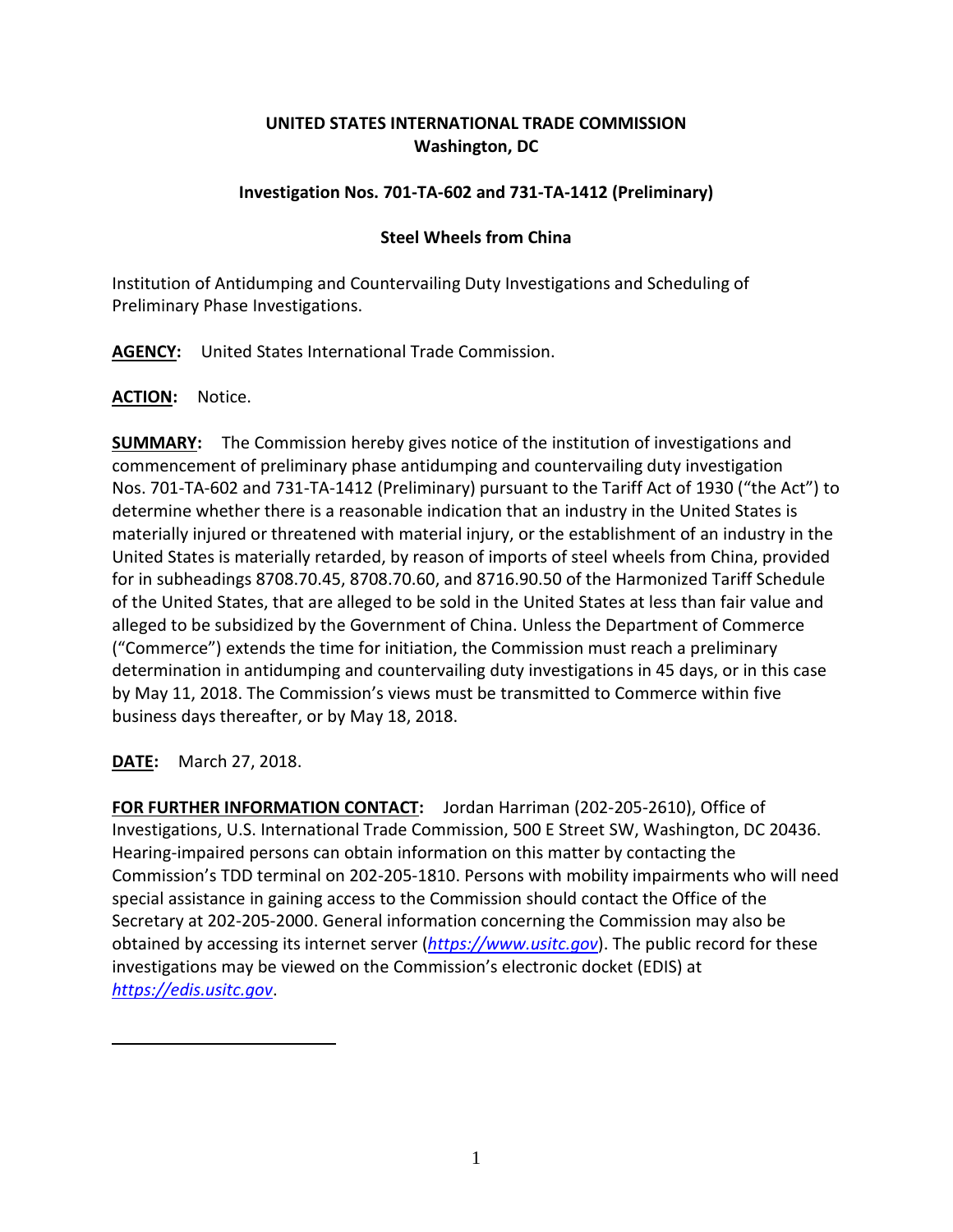**UNITED STATES INTERNATIONAL TRADE COMMISSION**
**Washington, DC**

**Investigation Nos. 701-TA-602 and 731-TA-1412 (Preliminary)**

**Steel Wheels from China**

Institution of Antidumping and Countervailing Duty Investigations and Scheduling of Preliminary Phase Investigations.

**AGENCY:** United States International Trade Commission.

**ACTION:** Notice.

**SUMMARY:** The Commission hereby gives notice of the institution of investigations and commencement of preliminary phase antidumping and countervailing duty investigation Nos. 701-TA-602 and 731-TA-1412 (Preliminary) pursuant to the Tariff Act of 1930 ("the Act") to determine whether there is a reasonable indication that an industry in the United States is materially injured or threatened with material injury, or the establishment of an industry in the United States is materially retarded, by reason of imports of steel wheels from China, provided for in subheadings 8708.70.45, 8708.70.60, and 8716.90.50 of the Harmonized Tariff Schedule of the United States, that are alleged to be sold in the United States at less than fair value and alleged to be subsidized by the Government of China. Unless the Department of Commerce ("Commerce") extends the time for initiation, the Commission must reach a preliminary determination in antidumping and countervailing duty investigations in 45 days, or in this case by May 11, 2018. The Commission's views must be transmitted to Commerce within five business days thereafter, or by May 18, 2018.

**DATE:** March 27, 2018.

**FOR FURTHER INFORMATION CONTACT:** Jordan Harriman (202-205-2610), Office of Investigations, U.S. International Trade Commission, 500 E Street SW, Washington, DC 20436. Hearing-impaired persons can obtain information on this matter by contacting the Commission's TDD terminal on 202-205-1810. Persons with mobility impairments who will need special assistance in gaining access to the Commission should contact the Office of the Secretary at 202-205-2000. General information concerning the Commission may also be obtained by accessing its internet server (*https://www.usitc.gov*). The public record for these investigations may be viewed on the Commission's electronic docket (EDIS) at *https://edis.usitc.gov*.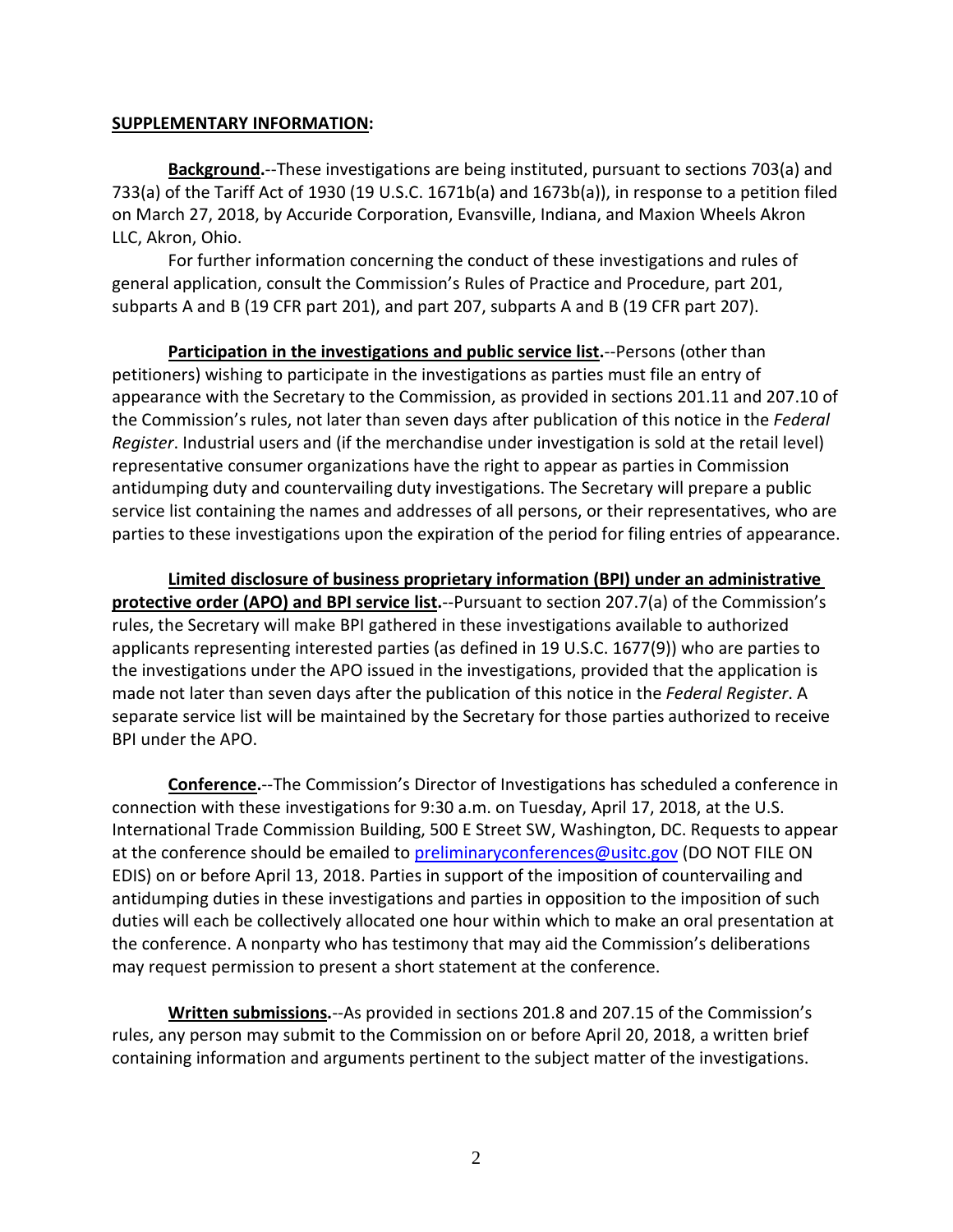**SUPPLEMENTARY INFORMATION:**

**Background.**--These investigations are being instituted, pursuant to sections 703(a) and 733(a) of the Tariff Act of 1930 (19 U.S.C. 1671b(a) and 1673b(a)), in response to a petition filed on March 27, 2018, by Accuride Corporation, Evansville, Indiana, and Maxion Wheels Akron LLC, Akron, Ohio.

For further information concerning the conduct of these investigations and rules of general application, consult the Commission's Rules of Practice and Procedure, part 201, subparts A and B (19 CFR part 201), and part 207, subparts A and B (19 CFR part 207).

**Participation in the investigations and public service list.**--Persons (other than petitioners) wishing to participate in the investigations as parties must file an entry of appearance with the Secretary to the Commission, as provided in sections 201.11 and 207.10 of the Commission's rules, not later than seven days after publication of this notice in the *Federal Register*. Industrial users and (if the merchandise under investigation is sold at the retail level) representative consumer organizations have the right to appear as parties in Commission antidumping duty and countervailing duty investigations. The Secretary will prepare a public service list containing the names and addresses of all persons, or their representatives, who are parties to these investigations upon the expiration of the period for filing entries of appearance.

**Limited disclosure of business proprietary information (BPI) under an administrative protective order (APO) and BPI service list.**--Pursuant to section 207.7(a) of the Commission's rules, the Secretary will make BPI gathered in these investigations available to authorized applicants representing interested parties (as defined in 19 U.S.C. 1677(9)) who are parties to the investigations under the APO issued in the investigations, provided that the application is made not later than seven days after the publication of this notice in the *Federal Register*. A separate service list will be maintained by the Secretary for those parties authorized to receive BPI under the APO.

**Conference.**--The Commission's Director of Investigations has scheduled a conference in connection with these investigations for 9:30 a.m. on Tuesday, April 17, 2018, at the U.S. International Trade Commission Building, 500 E Street SW, Washington, DC. Requests to appear at the conference should be emailed to preliminaryconferences@usitc.gov (DO NOT FILE ON EDIS) on or before April 13, 2018. Parties in support of the imposition of countervailing and antidumping duties in these investigations and parties in opposition to the imposition of such duties will each be collectively allocated one hour within which to make an oral presentation at the conference. A nonparty who has testimony that may aid the Commission's deliberations may request permission to present a short statement at the conference.

**Written submissions.**--As provided in sections 201.8 and 207.15 of the Commission's rules, any person may submit to the Commission on or before April 20, 2018, a written brief containing information and arguments pertinent to the subject matter of the investigations.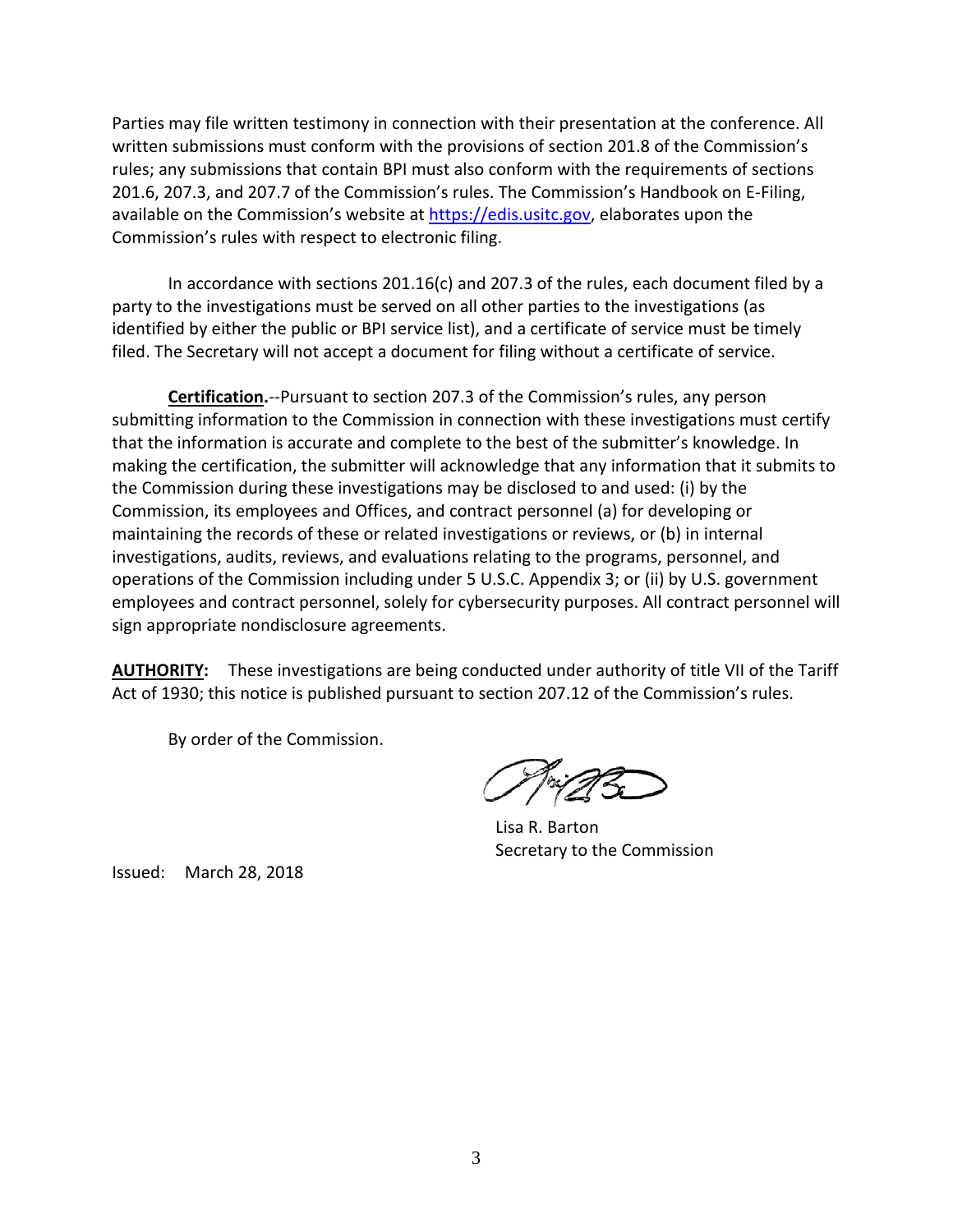Parties may file written testimony in connection with their presentation at the conference. All written submissions must conform with the provisions of section 201.8 of the Commission's rules; any submissions that contain BPI must also conform with the requirements of sections 201.6, 207.3, and 207.7 of the Commission's rules. The Commission's Handbook on E-Filing, available on the Commission's website at https://edis.usitc.gov, elaborates upon the Commission's rules with respect to electronic filing.

In accordance with sections 201.16(c) and 207.3 of the rules, each document filed by a party to the investigations must be served on all other parties to the investigations (as identified by either the public or BPI service list), and a certificate of service must be timely filed. The Secretary will not accept a document for filing without a certificate of service.

**Certification.**--Pursuant to section 207.3 of the Commission's rules, any person submitting information to the Commission in connection with these investigations must certify that the information is accurate and complete to the best of the submitter's knowledge. In making the certification, the submitter will acknowledge that any information that it submits to the Commission during these investigations may be disclosed to and used: (i) by the Commission, its employees and Offices, and contract personnel (a) for developing or maintaining the records of these or related investigations or reviews, or (b) in internal investigations, audits, reviews, and evaluations relating to the programs, personnel, and operations of the Commission including under 5 U.S.C. Appendix 3; or (ii) by U.S. government employees and contract personnel, solely for cybersecurity purposes. All contract personnel will sign appropriate nondisclosure agreements.

**AUTHORITY:** These investigations are being conducted under authority of title VII of the Tariff Act of 1930; this notice is published pursuant to section 207.12 of the Commission's rules.

By order of the Commission.

Lisa R. Barton
Secretary to the Commission

Issued: March 28, 2018